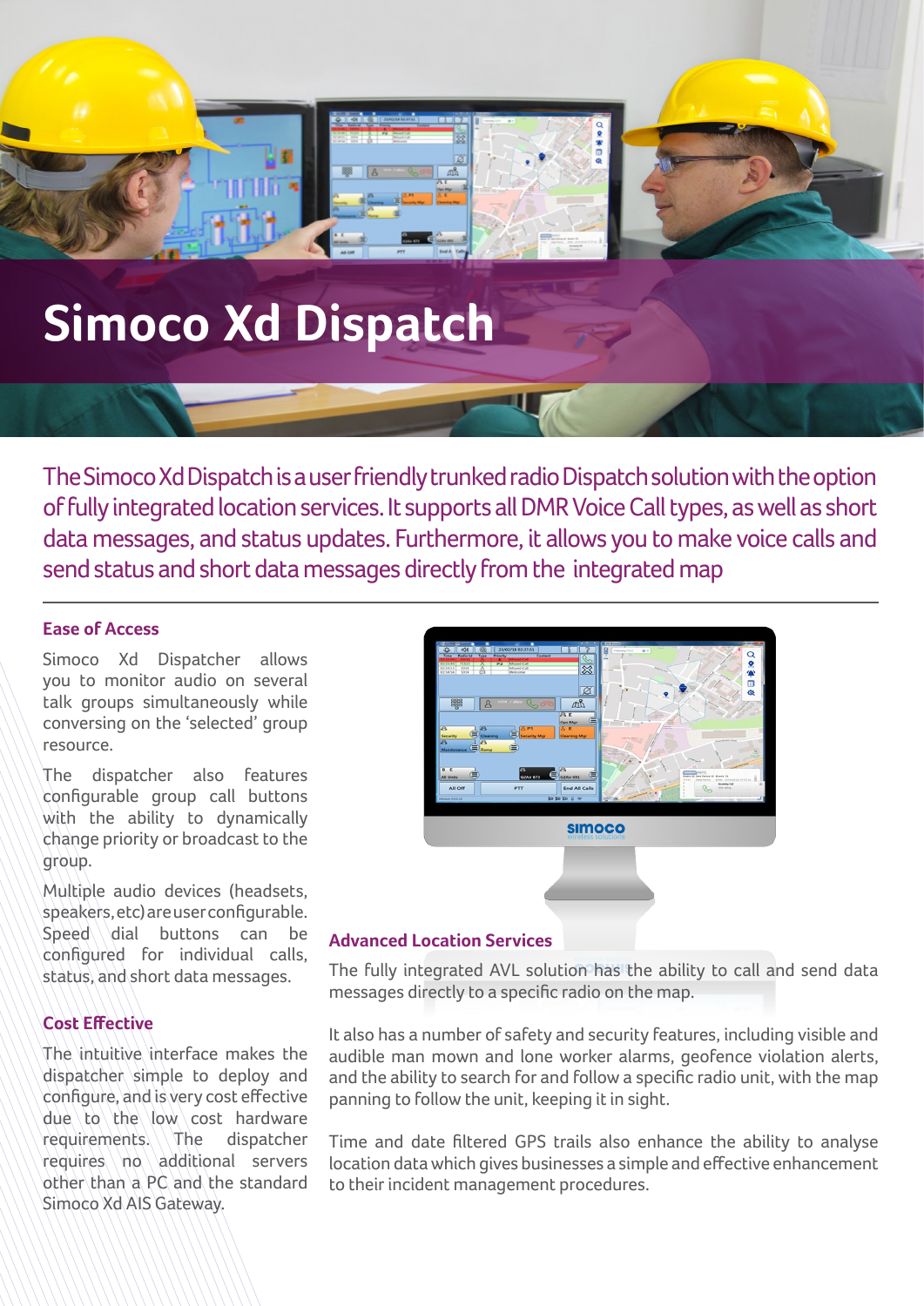# Simoco Xd Dispatch

The Simoco Xd Dispatch is a user friendly trunked radio Dispatch solution with the option of fully integrated location services. It supports all DMR Voice Call types, as well as short data messages, and status updates. Furthermore, it allows you to make voice calls and send status and short data messages directly from the integrated map

## Ease of Access

Simoco Xd Dispatcher allows you to monitor audio on several talk groups simultaneously while conversing on the 'selected' group resource.

The dispatcher also features configurable group call buttons with the ability to dynamically change priority or broadcast to the group.

Multiple audio devices (headsets, speakers, etc) are user configurable. Speed dial buttons can be configured for individual calls, status, and short data messages.

## Cost Effective

The intuitive interface makes the dispatcher simple to deploy and configure, and is very cost effective due to the low cost hardware requirements. The dispatcher requires no additional servers other than a PC and the standard Simoco Xd AIS Gateway.

## Advanced Location Services

The fully integrated AVL solution has the ability to call and send data messages directly to a specific radio on the map.

It also has a number of safety and security features, including visible and audible man mown and lone worker alarms, geofence violation alerts, and the ability to search for and follow a specific radio unit, with the map panning to follow the unit, keeping it in sight.

Time and date filtered GPS trails also enhance the ability to analyse location data which gives businesses a simple and effective enhancement to their incident management procedures.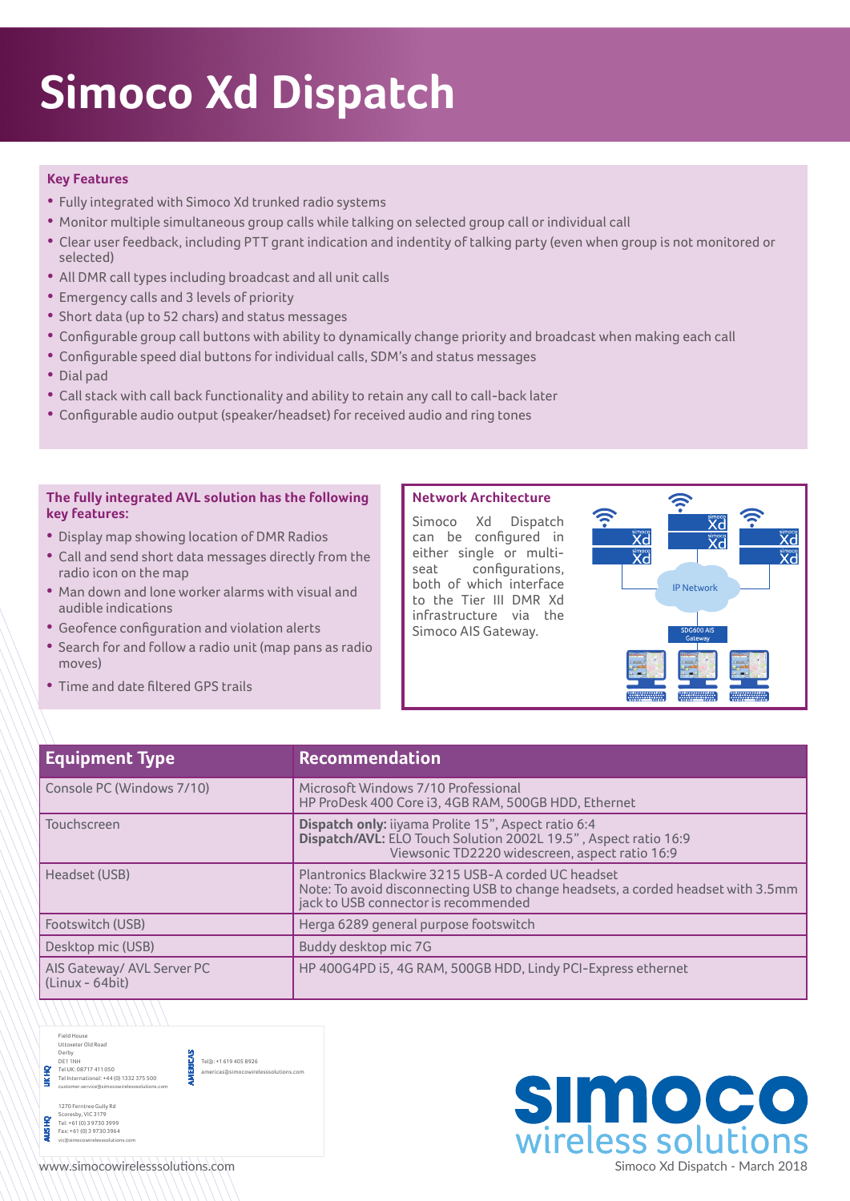# Simoco Xd Dispatch

## Key Features

- Fully integrated with Simoco Xd trunked radio systems
- Monitor multiple simultaneous group calls while talking on selected group call or individual call
- Clear user feedback, including PTT grant indication and indentity of talking party (even when group is not monitored or selected)
- All DMR call types including broadcast and all unit calls
- Emergency calls and 3 levels of priority
- Short data (up to 52 chars) and status messages
- Configurable group call buttons with ability to dynamically change priority and broadcast when making each call
- Configurable speed dial buttons for individual calls, SDM's and status messages
- Dial pad
- Call stack with call back functionality and ability to retain any call to call-back later
- Configurable audio output (speaker/headset) for received audio and ring tones

## The fully integrated AVL solution has the following key features:

- Display map showing location of DMR Radios
- Call and send short data messages directly from the radio icon on the map
- Man down and lone worker alarms with visual and audible indications
- Geofence configuration and violation alerts
- Search for and follow a radio unit (map pans as radio moves)
- Time and date filtered GPS trails

## Network Architecture

Simoco Xd Dispatch can be configured in either single or multi-seat configurations, both of which interface to the Tier III DMR Xd infrastructure via the Simoco AIS Gateway.

simoco Xd

IP Network

SDG600 AIS Gateway

| Equipment Type | Recommendation |
| --- | --- |
| Console PC (Windows 7/10) | Microsoft Windows 7/10 Professional<br>HP ProDesk 400 Core i3, 4GB RAM, 500GB HDD, Ethernet |
| Touchscreen | **Dispatch only:** iiyama Prolite 15", Aspect ratio 6:4<br>**Dispatch/AVL:** ELO Touch Solution 2002L 19.5", Aspect ratio 16:9<br>Viewsonic TD2220 widescreen, aspect ratio 16:9 |
| Headset (USB) | Plantronics Blackwire 3215 USB-A corded UC headset<br>Note: To avoid disconnecting USB to change headsets, a corded headset with 3.5mm jack to USB connector is recommended |
| Footswitch (USB) | Herga 6289 general purpose footswitch |
| Desktop mic (USB) | Buddy desktop mic 7G |
| AIS Gateway/ AVL Server PC (Linux - 64bit) | HP 400G4PD i5, 4G RAM, 500GB HDD, Lindy PCI-Express ethernet |

**UK HQ**
Field House
Uttoxeter Old Road
Derby
DE1 1NH
Tel UK: 08717 411 050
Tel International: +44 (0) 1332 375 500
customer.service@simocowirelesssolutions.com

**AMERICAS**
Tel@: +1 619 405 8926
americas@simocowirelesssolutions.com

**AUS HQ**
1270 Ferntree Gully Rd
Scoresby, VIC 3179
Tel: +61 (0) 3 9730 3999
Fax: +61 (0) 3 9730 3964
vic@simocowirelesssolutions.com

www.simocowirelesssolutions.com

simoco wireless solutions

Simoco Xd Dispatch - March 2018